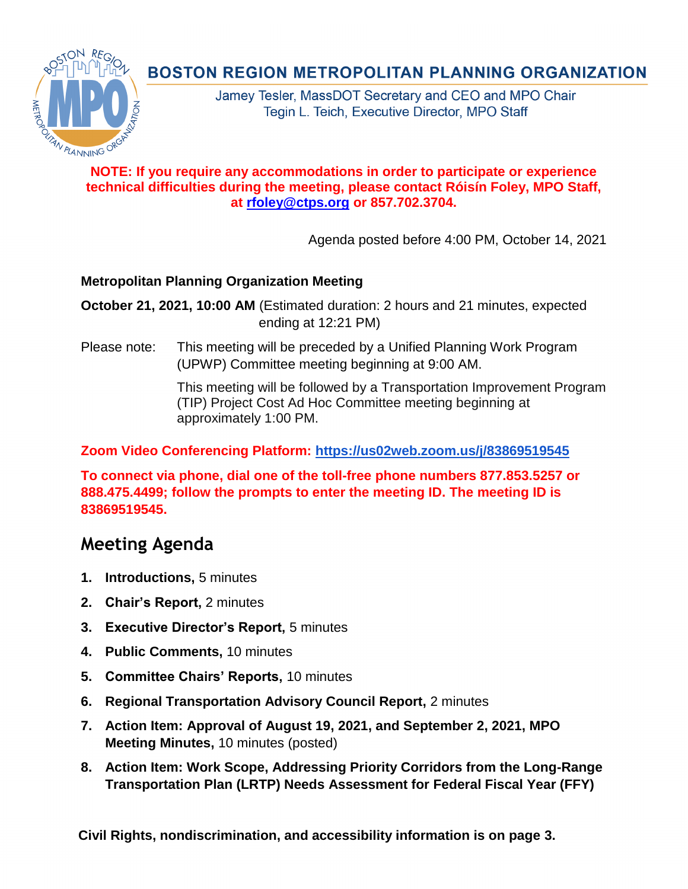# BOSTON REGION METROPOLITAN PLANNING ORGANIZATION

Jamey Tesler, MassDOT Secretary and CEO and MPO Chair
Tegin L. Teich, Executive Director, MPO Staff

**NOTE: If you require any accommodations in order to participate or experience technical difficulties during the meeting, please contact Róisín Foley, MPO Staff, at rfoley@ctps.org or 857.702.3704.**

Agenda posted before 4:00 PM, October 14, 2021

**Metropolitan Planning Organization Meeting**

**October 21, 2021, 10:00 AM** (Estimated duration: 2 hours and 21 minutes, expected ending at 12:21 PM)

Please note: This meeting will be preceded by a Unified Planning Work Program (UPWP) Committee meeting beginning at 9:00 AM.

This meeting will be followed by a Transportation Improvement Program (TIP) Project Cost Ad Hoc Committee meeting beginning at approximately 1:00 PM.

**Zoom Video Conferencing Platform: https://us02web.zoom.us/j/83869519545**

**To connect via phone, dial one of the toll-free phone numbers 877.853.5257 or 888.475.4499; follow the prompts to enter the meeting ID. The meeting ID is 83869519545.**

## Meeting Agenda

1. **Introductions,** 5 minutes
2. **Chair's Report,** 2 minutes
3. **Executive Director's Report,** 5 minutes
4. **Public Comments,** 10 minutes
5. **Committee Chairs' Reports,** 10 minutes
6. **Regional Transportation Advisory Council Report,** 2 minutes
7. **Action Item: Approval of August 19, 2021, and September 2, 2021, MPO Meeting Minutes,** 10 minutes (posted)
8. **Action Item: Work Scope, Addressing Priority Corridors from the Long-Range Transportation Plan (LRTP) Needs Assessment for Federal Fiscal Year (FFY)**

**Civil Rights, nondiscrimination, and accessibility information is on page 3.**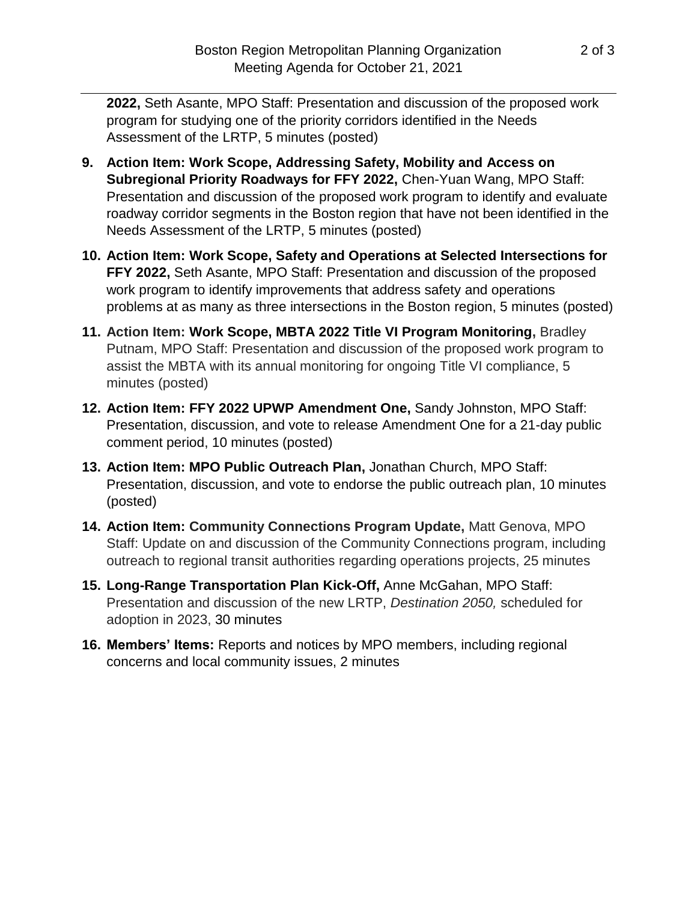**2022,** Seth Asante, MPO Staff: Presentation and discussion of the proposed work program for studying one of the priority corridors identified in the Needs Assessment of the LRTP, 5 minutes (posted)

9. **Action Item: Work Scope, Addressing Safety, Mobility and Access on Subregional Priority Roadways for FFY 2022,** Chen-Yuan Wang, MPO Staff: Presentation and discussion of the proposed work program to identify and evaluate roadway corridor segments in the Boston region that have not been identified in the Needs Assessment of the LRTP, 5 minutes (posted)
10. **Action Item: Work Scope, Safety and Operations at Selected Intersections for FFY 2022,** Seth Asante, MPO Staff: Presentation and discussion of the proposed work program to identify improvements that address safety and operations problems at as many as three intersections in the Boston region, 5 minutes (posted)
11. **Action Item: Work Scope, MBTA 2022 Title VI Program Monitoring,** Bradley Putnam, MPO Staff: Presentation and discussion of the proposed work program to assist the MBTA with its annual monitoring for ongoing Title VI compliance, 5 minutes (posted)
12. **Action Item: FFY 2022 UPWP Amendment One,** Sandy Johnston, MPO Staff: Presentation, discussion, and vote to release Amendment One for a 21-day public comment period, 10 minutes (posted)
13. **Action Item: MPO Public Outreach Plan,** Jonathan Church, MPO Staff: Presentation, discussion, and vote to endorse the public outreach plan, 10 minutes (posted)
14. **Action Item: Community Connections Program Update,** Matt Genova, MPO Staff: Update on and discussion of the Community Connections program, including outreach to regional transit authorities regarding operations projects, 25 minutes
15. **Long-Range Transportation Plan Kick-Off,** Anne McGahan, MPO Staff: Presentation and discussion of the new LRTP, *Destination 2050,* scheduled for adoption in 2023, 30 minutes
16. **Members' Items:** Reports and notices by MPO members, including regional concerns and local community issues, 2 minutes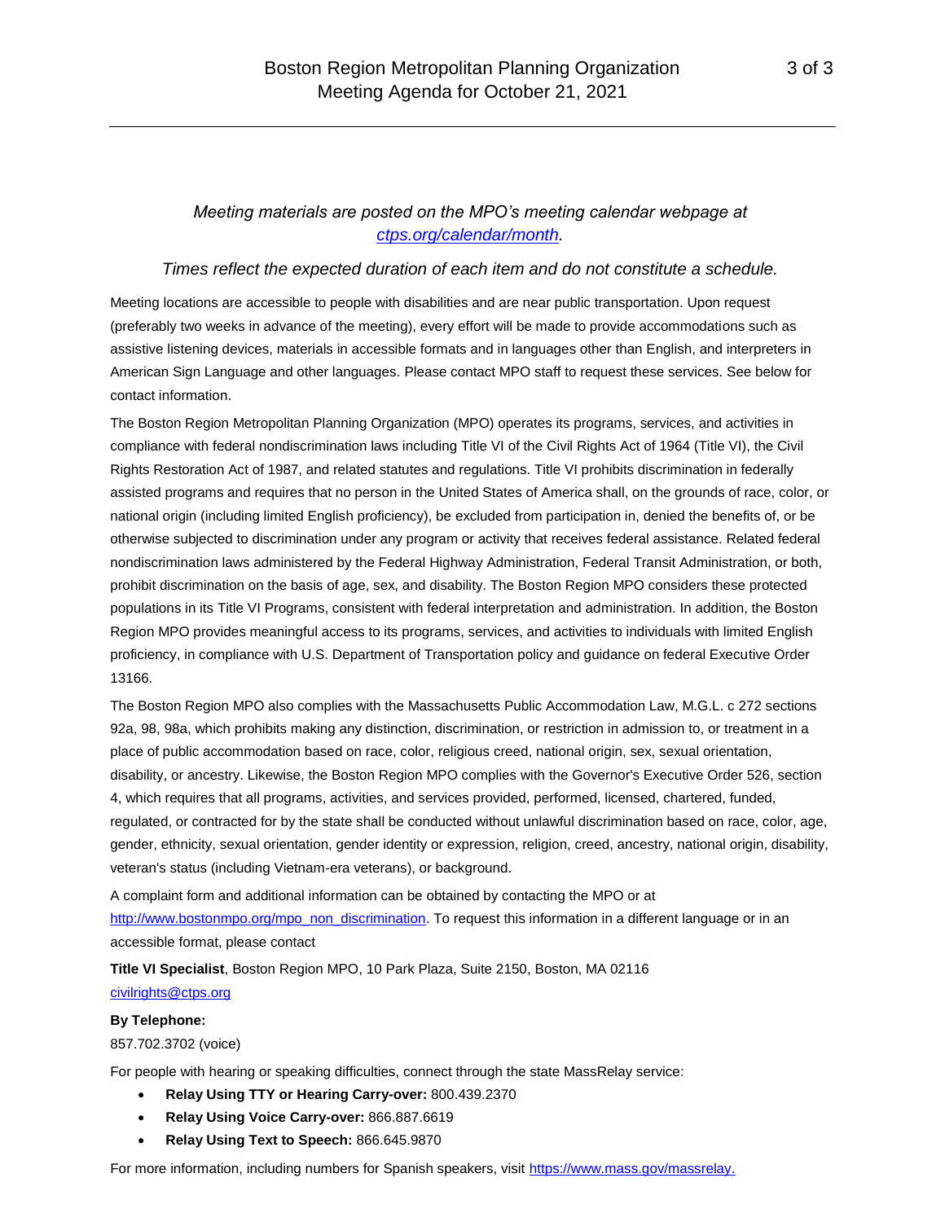*Meeting materials are posted on the MPO's meeting calendar webpage at [ctps.org/calendar/month](ctps.org/calendar/month).*

*Times reflect the expected duration of each item and do not constitute a schedule.*

Meeting locations are accessible to people with disabilities and are near public transportation. Upon request (preferably two weeks in advance of the meeting), every effort will be made to provide accommodations such as assistive listening devices, materials in accessible formats and in languages other than English, and interpreters in American Sign Language and other languages. Please contact MPO staff to request these services. See below for contact information.

The Boston Region Metropolitan Planning Organization (MPO) operates its programs, services, and activities in compliance with federal nondiscrimination laws including Title VI of the Civil Rights Act of 1964 (Title VI), the Civil Rights Restoration Act of 1987, and related statutes and regulations. Title VI prohibits discrimination in federally assisted programs and requires that no person in the United States of America shall, on the grounds of race, color, or national origin (including limited English proficiency), be excluded from participation in, denied the benefits of, or be otherwise subjected to discrimination under any program or activity that receives federal assistance. Related federal nondiscrimination laws administered by the Federal Highway Administration, Federal Transit Administration, or both, prohibit discrimination on the basis of age, sex, and disability. The Boston Region MPO considers these protected populations in its Title VI Programs, consistent with federal interpretation and administration. In addition, the Boston Region MPO provides meaningful access to its programs, services, and activities to individuals with limited English proficiency, in compliance with U.S. Department of Transportation policy and guidance on federal Executive Order 13166.

The Boston Region MPO also complies with the Massachusetts Public Accommodation Law, M.G.L. c 272 sections 92a, 98, 98a, which prohibits making any distinction, discrimination, or restriction in admission to, or treatment in a place of public accommodation based on race, color, religious creed, national origin, sex, sexual orientation, disability, or ancestry. Likewise, the Boston Region MPO complies with the Governor's Executive Order 526, section 4, which requires that all programs, activities, and services provided, performed, licensed, chartered, funded, regulated, or contracted for by the state shall be conducted without unlawful discrimination based on race, color, age, gender, ethnicity, sexual orientation, gender identity or expression, religion, creed, ancestry, national origin, disability, veteran's status (including Vietnam-era veterans), or background.

A complaint form and additional information can be obtained by contacting the MPO or at [http://www.bostonmpo.org/mpo_non_discrimination](http://www.bostonmpo.org/mpo_non_discrimination). To request this information in a different language or in an accessible format, please contact

**Title VI Specialist**, Boston Region MPO, 10 Park Plaza, Suite 2150, Boston, MA 02116
[civilrights@ctps.org](mailto:civilrights@ctps.org)

**By Telephone:**

857.702.3702 (voice)

For people with hearing or speaking difficulties, connect through the state MassRelay service:

- **Relay Using TTY or Hearing Carry-over:** 800.439.2370
- **Relay Using Voice Carry-over:** 866.887.6619
- **Relay Using Text to Speech:** 866.645.9870

For more information, including numbers for Spanish speakers, visit [https://www.mass.gov/massrelay.](https://www.mass.gov/massrelay)